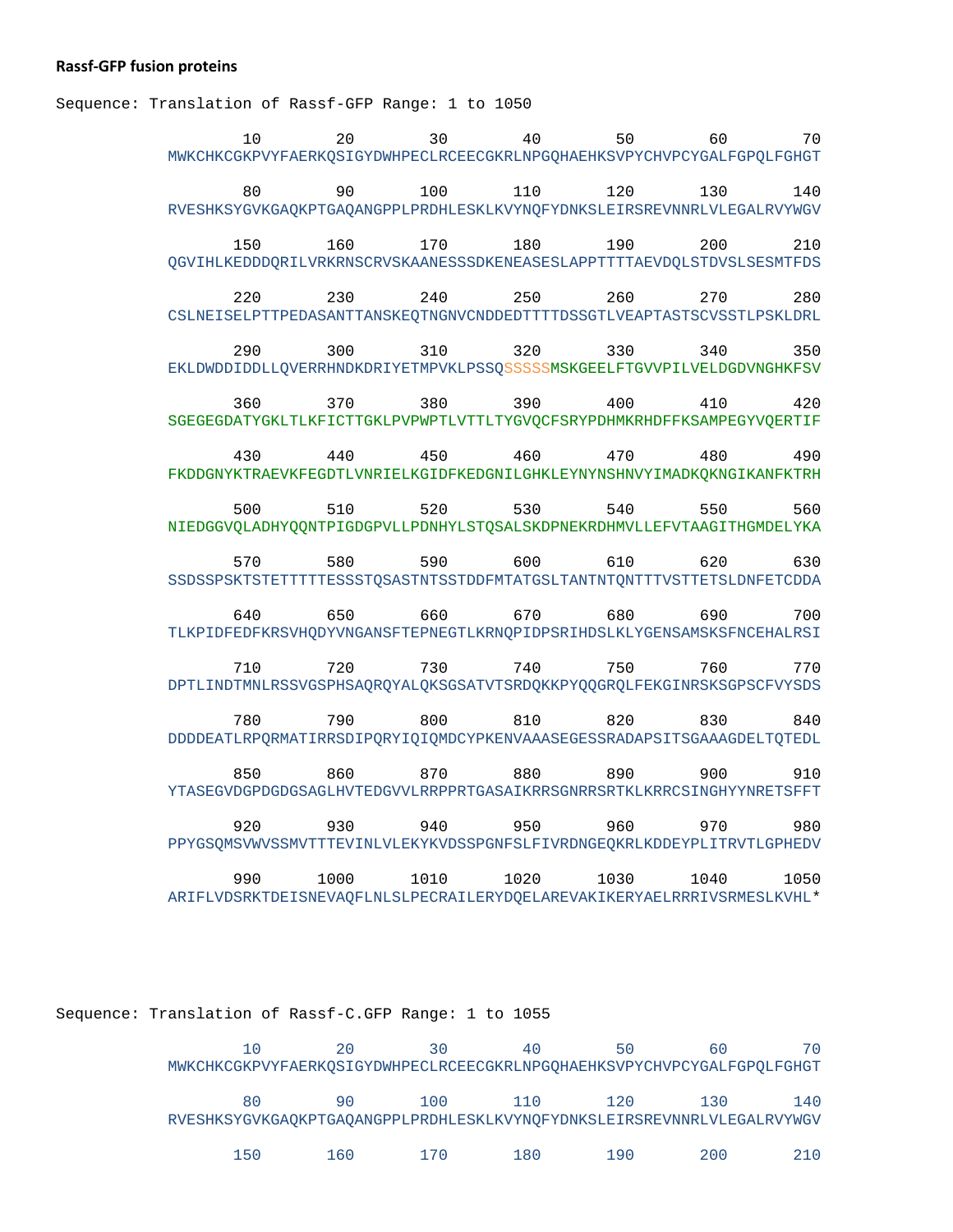**Rassf-GFP fusion proteins**

```
Sequence: Translation of Rassf-GFP Range: 1 to 1050

        10        20        30        40        50        60        70
MWKCHKCGKPVYFAERKQSIGYDWHPECLRCEECGKRLNPGQHAEHKSVPYCHVPCYGALFGPQLFGHGT

        80        90       100       110       120       130       140
RVESHKSYGVKGAQKPTGAQANGPPLPRDHLESKLKVYNQFYDNKSLEIRSREVNNRLVLEGALRVYWGV

       150       160       170       180       190       200       210
QGVIHLKEDDDQRILVRKRNSCRVSKAANESSSDKENEASESLAPPTTTTAEVDQLSTDVSLSESMTFDS

       220       230       240       250       260       270       280
CSLNEISELPTTPEDASANTTANSKEQTNGNVCNDDEDTTTTDSSGTLVEAPTASTSCVSSTLPSKLDRL

       290       300       310       320       330       340       350
EKLDWDDIDDLLQVERRHNDKDRIYETMPVKLPSSQSSSSSMSKGEELFTGVVPILVELDGDVNGHKFSV

       360       370       380       390       400       410       420
SGEGEGDATYGKLTLKFICTTGKLPVPWPTLVTTLTYGVQCFSRYPDHMKRHDFFKSAMPEGYVQERTIF

       430       440       450       460       470       480       490
FKDDGNYKTRAEVKFEGDTLVNRIELKGIDFKEDGNILGHKLEYNYNSHNVYIMADKQKNGIKANFKTRH

       500       510       520       530       540       550       560
NIEDGGVQLADHYQQNTPIGDGPVLLPDNHYLSTQSALSKDPNEKRDHMVLLEFVTAAGITHGMDELYKA

       570       580       590       600       610       620       630
SSDSSPSKTSTETTTTTESSSTQSASTNTSSTDDFMTATGSLTANTNTQNTTTVSTTETSLDNFETCDDA

       640       650       660       670       680       690       700
TLKPIDFEDFKRSVHQDYVNGANSFTEPNEGTLKRNQPIDPSRIHDSLKLYGENSAMSKSFNCEHALRSI

       710       720       730       740       750       760       770
DPTLINDTMNLRSSVGSPHSAQRQYALQKSGSATVTSRDQKKPYQQGRQLFEKGINRSKSGPSCFVYSDS

       780       790       800       810       820       830       840
DDDDEATLRPQRMATIRRSDIPQRYIQIQMDCYPKENVAAASEGESSRADAPSITSGAAAGDELTQTEDL

       850       860       870       880       890       900       910
YTASEGVDGPDGDGSAGLHVTEDGVVLRRPPRTGASAIKRRSGNRRSRTKLKRRCSINGHYYNRETSFFT

       920       930       940       950       960       970       980
PPYGSQMSVWVSSMVTTTEVINLVLEKYKVDSSPGNFSLFIVRDNGEQKRLKDDEYPLITRVTLGPHEDV

       990      1000      1010      1020      1030      1040      1050
ARIFLVDSRKTDEISNEVAQFLNLSLPECRAILERYDQELAREVAKIKERYAELRRRIVSRMESLKVHL*
```

```
Sequence: Translation of Rassf-C.GFP Range: 1 to 1055

        10        20        30        40        50        60        70
MWKCHKCGKPVYFAERKQSIGYDWHPECLRCEECGKRLNPGQHAEHKSVPYCHVPCYGALFGPQLFGHGT

        80        90       100       110       120       130       140
RVESHKSYGVKGAQKPTGAQANGPPLPRDHLESKLKVYNQFYDNKSLEIRSREVNNRLVLEGALRVYWGV

       150       160       170       180       190       200       210
```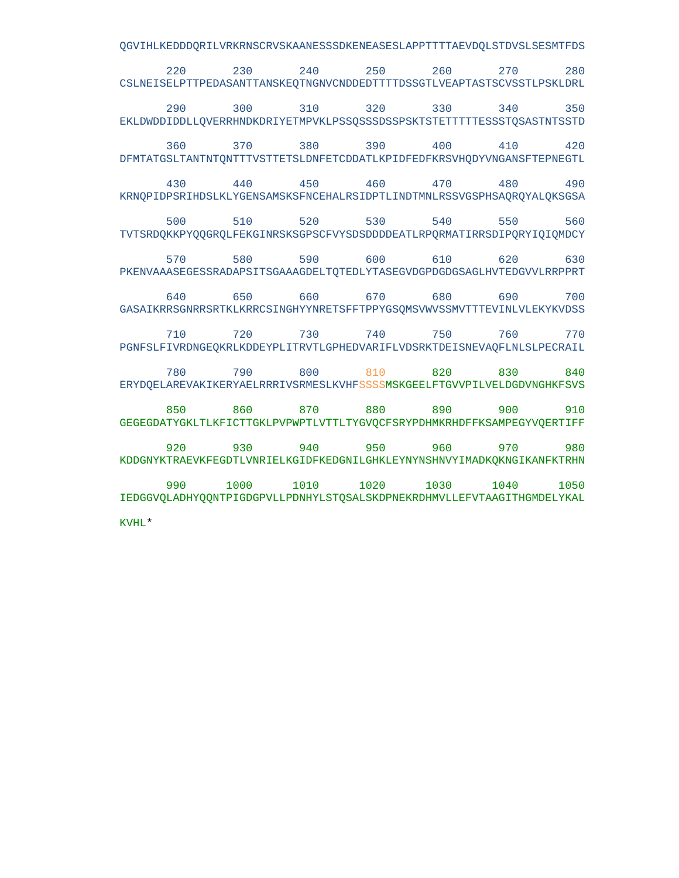```
QGVIHLKEDDDQRILVRKRNSCRVSKAANESSSDKENEASESLAPPTTTTAEVDQLSTDVSLSESMTFDS

       220       230       240       250       260       270       280
CSLNEISELPTTPEDASANTTANSKEQTNGNVCNDDEDTTTTDSSGTLVEAPTASTSCVSSTLPSKLDRL

       290       300       310       320       330       340       350
EKLDWDDIDDLLQVERRHNDKDRIYETMPVKLPSSQSSSDSSPSKTSTETTTTTESSSTQSASTNTSSTD

       360       370       380       390       400       410       420
DFMTATGSLTANTNTQNTTTVSTTETSLDNFETCDDATLKPIDFEDFKRSVHQDYVNGANSFTEPNEGTL

       430       440       450       460       470       480       490
KRNQPIDPSRIHDSLKLYGENSAMSKSFNCEHALRSIDPTLINDTMNLRSSVGSPHSAQRQYALQKSGSA

       500       510       520       530       540       550       560
TVTSRDQKKPYQQGRQLFEKGINRSKSGPSCFVYSDSDDDDEATLRPQRMATIRRSDIPQRYIQIQMDCY

       570       580       590       600       610       620       630
PKENVAAASEGESSRADAPSITSGAAAGDELTQTEDLYTASEGVDGPDGDGSAGLHVTEDGVVLRRPPRT

       640       650       660       670       680       690       700
GASAIKRRSGNRRSRTKLKRRCSINGHYYNRETSFFTPPYGSQMSVWVSSMVTTTEVINLVLEKYKVDSS

       710       720       730       740       750       760       770
PGNFSLFIVRDNGEQKRLKDDEYPLITRVTLGPHEDVARIFLVDSRKTDEISNEVAQFLNLSLPECRAIL

       780       790       800       810       820       830       840
ERYDQELAREVAKIKERYAELRRRIVSRMESLKVHFSSSSMSKGEELFTGVVPILVELDGDVNGHKFSVS

       850       860       870       880       890       900       910
GEGEGDATYGKLTLKFICTTGKLPVPWPTLVTTLTYGVQCFSRYPDHMKRHDFFKSAMPEGYVQERTIFF

       920       930       940       950       960       970       980
KDDGNYKTRAEVKFEGDTLVNRIELKGIDFKEDGNILGHKLEYNYNSHNVYIMADKQKNGIKANFKTRHN

       990      1000      1010      1020      1030      1040      1050
IEDGGVQLADHYQQNTPIGDGPVLLPDNHYLSTQSALSKDPNEKRDHMVLLEFVTAAGITHGMDELYKAL

KVHL*
```